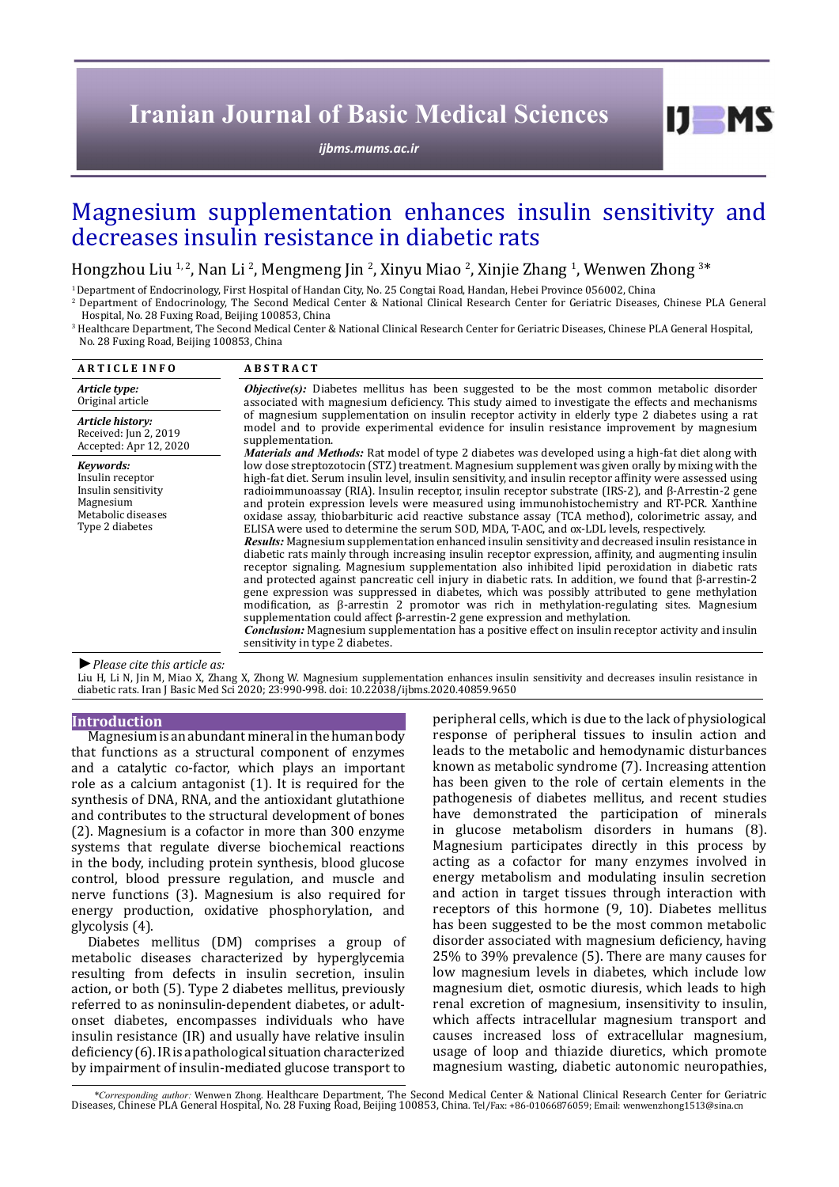# Magnesium supplementation enhances insulin sensitivity and decreases insulin resistance in diabetic rats

Hongzhou Liu [1, 2], Nan Li [2], Mengmeng Jin [2], Xinyu Miao [2], Xinjie Zhang [1], Wenwen Zhong [3]*

[1] Department of Endocrinology, First Hospital of Handan City, No. 25 Congtai Road, Handan, Hebei Province 056002, China

[2] Department of Endocrinology, The Second Medical Center & National Clinical Research Center for Geriatric Diseases, Chinese PLA General Hospital, No. 28 Fuxing Road, Beijing 100853, China

[3] Healthcare Department, The Second Medical Center & National Clinical Research Center for Geriatric Diseases, Chinese PLA General Hospital, No. 28 Fuxing Road, Beijing 100853, China

## ARTICLE INFO

*Article type:*
Original article

*Article history:*
Received: Jun 2, 2019
Accepted: Apr 12, 2020

*Keywords:*
Insulin receptor
Insulin sensitivity
Magnesium
Metabolic diseases
Type 2 diabetes

## ABSTRACT

***Objective(s):*** Diabetes mellitus has been suggested to be the most common metabolic disorder associated with magnesium deficiency. This study aimed to investigate the effects and mechanisms of magnesium supplementation on insulin receptor activity in elderly type 2 diabetes using a rat model and to provide experimental evidence for insulin resistance improvement by magnesium supplementation.

***Materials and Methods:*** Rat model of type 2 diabetes was developed using a high-fat diet along with low dose streptozotocin (STZ) treatment. Magnesium supplement was given orally by mixing with the high-fat diet. Serum insulin level, insulin sensitivity, and insulin receptor affinity were assessed using radioimmunoassay (RIA). Insulin receptor, insulin receptor substrate (IRS-2), and β-Arrestin-2 gene and protein expression levels were measured using immunohistochemistry and RT-PCR. Xanthine oxidase assay, thiobarbituric acid reactive substance assay (TCA method), colorimetric assay, and ELISA were used to determine the serum SOD, MDA, T-AOC, and ox-LDL levels, respectively.

***Results:*** Magnesium supplementation enhanced insulin sensitivity and decreased insulin resistance in diabetic rats mainly through increasing insulin receptor expression, affinity, and augmenting insulin receptor signaling. Magnesium supplementation also inhibited lipid peroxidation in diabetic rats and protected against pancreatic cell injury in diabetic rats. In addition, we found that β-arrestin-2 gene expression was suppressed in diabetes, which was possibly attributed to gene methylation modification, as β-arrestin 2 promotor was rich in methylation-regulating sites. Magnesium supplementation could affect β-arrestin-2 gene expression and methylation.

***Conclusion:*** Magnesium supplementation has a positive effect on insulin receptor activity and insulin sensitivity in type 2 diabetes.

► *Please cite this article as:*

Liu H, Li N, Jin M, Miao X, Zhang X, Zhong W. Magnesium supplementation enhances insulin sensitivity and decreases insulin resistance in diabetic rats. Iran J Basic Med Sci 2020; 23:990-998. doi: 10.22038/ijbms.2020.40859.9650

## Introduction

Magnesium is an abundant mineral in the human body that functions as a structural component of enzymes and a catalytic co-factor, which plays an important role as a calcium antagonist (1). It is required for the synthesis of DNA, RNA, and the antioxidant glutathione and contributes to the structural development of bones (2). Magnesium is a cofactor in more than 300 enzyme systems that regulate diverse biochemical reactions in the body, including protein synthesis, blood glucose control, blood pressure regulation, and muscle and nerve functions (3). Magnesium is also required for energy production, oxidative phosphorylation, and glycolysis (4).

Diabetes mellitus (DM) comprises a group of metabolic diseases characterized by hyperglycemia resulting from defects in insulin secretion, insulin action, or both (5). Type 2 diabetes mellitus, previously referred to as noninsulin-dependent diabetes, or adult-onset diabetes, encompasses individuals who have insulin resistance (IR) and usually have relative insulin deficiency (6). IR is a pathological situation characterized by impairment of insulin-mediated glucose transport to peripheral cells, which is due to the lack of physiological response of peripheral tissues to insulin action and leads to the metabolic and hemodynamic disturbances known as metabolic syndrome (7). Increasing attention has been given to the role of certain elements in the pathogenesis of diabetes mellitus, and recent studies have demonstrated the participation of minerals in glucose metabolism disorders in humans (8). Magnesium participates directly in this process by acting as a cofactor for many enzymes involved in energy metabolism and modulating insulin secretion and action in target tissues through interaction with receptors of this hormone (9, 10). Diabetes mellitus has been suggested to be the most common metabolic disorder associated with magnesium deficiency, having 25% to 39% prevalence (5). There are many causes for low magnesium levels in diabetes, which include low magnesium diet, osmotic diuresis, which leads to high renal excretion of magnesium, insensitivity to insulin, which affects intracellular magnesium transport and causes increased loss of extracellular magnesium, usage of loop and thiazide diuretics, which promote magnesium wasting, diabetic autonomic neuropathies,

*\*Corresponding author:* Wenwen Zhong. Healthcare Department, The Second Medical Center & National Clinical Research Center for Geriatric Diseases, Chinese PLA General Hospital, No. 28 Fuxing Road, Beijing 100853, China. Tel/Fax: +86-01066876059; Email: wenwenzhong1513@sina.cn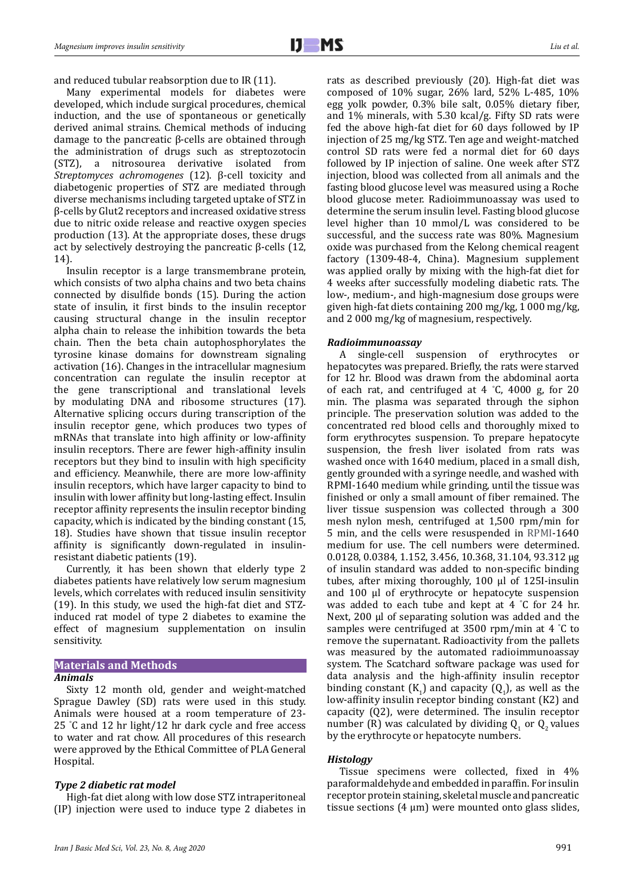and reduced tubular reabsorption due to IR (11).

Many experimental models for diabetes were developed, which include surgical procedures, chemical induction, and the use of spontaneous or genetically derived animal strains. Chemical methods of inducing damage to the pancreatic β-cells are obtained through the administration of drugs such as streptozotocin (STZ), a nitrosourea derivative isolated from *Streptomyces achromogenes* (12). β-cell toxicity and diabetogenic properties of STZ are mediated through diverse mechanisms including targeted uptake of STZ in β-cells by Glut2 receptors and increased oxidative stress due to nitric oxide release and reactive oxygen species production (13). At the appropriate doses, these drugs act by selectively destroying the pancreatic β-cells (12, 14).

Insulin receptor is a large transmembrane protein, which consists of two alpha chains and two beta chains connected by disulfide bonds (15). During the action state of insulin, it first binds to the insulin receptor causing structural change in the insulin receptor alpha chain to release the inhibition towards the beta chain. Then the beta chain autophosphorylates the tyrosine kinase domains for downstream signaling activation (16). Changes in the intracellular magnesium concentration can regulate the insulin receptor at the gene transcriptional and translational levels by modulating DNA and ribosome structures (17). Alternative splicing occurs during transcription of the insulin receptor gene, which produces two types of mRNAs that translate into high affinity or low-affinity insulin receptors. There are fewer high-affinity insulin receptors but they bind to insulin with high specificity and efficiency. Meanwhile, there are more low-affinity insulin receptors, which have larger capacity to bind to insulin with lower affinity but long-lasting effect. Insulin receptor affinity represents the insulin receptor binding capacity, which is indicated by the binding constant (15, 18). Studies have shown that tissue insulin receptor affinity is significantly down-regulated in insulin-resistant diabetic patients (19).

Currently, it has been shown that elderly type 2 diabetes patients have relatively low serum magnesium levels, which correlates with reduced insulin sensitivity (19). In this study, we used the high-fat diet and STZ-induced rat model of type 2 diabetes to examine the effect of magnesium supplementation on insulin sensitivity.

## Materials and Methods

### Animals

Sixty 12 month old, gender and weight-matched Sprague Dawley (SD) rats were used in this study. Animals were housed at a room temperature of 23-25 °C and 12 hr light/12 hr dark cycle and free access to water and rat chow. All procedures of this research were approved by the Ethical Committee of PLA General Hospital.

### Type 2 diabetic rat model

High-fat diet along with low dose STZ intraperitoneal (IP) injection were used to induce type 2 diabetes in rats as described previously (20). High-fat diet was composed of 10% sugar, 26% lard, 52% L-485, 10% egg yolk powder, 0.3% bile salt, 0.05% dietary fiber, and 1% minerals, with 5.30 kcal/g. Fifty SD rats were fed the above high-fat diet for 60 days followed by IP injection of 25 mg/kg STZ. Ten age and weight-matched control SD rats were fed a normal diet for 60 days followed by IP injection of saline. One week after STZ injection, blood was collected from all animals and the fasting blood glucose level was measured using a Roche blood glucose meter. Radioimmunoassay was used to determine the serum insulin level. Fasting blood glucose level higher than 10 mmol/L was considered to be successful, and the success rate was 80%. Magnesium oxide was purchased from the Kelong chemical reagent factory (1309-48-4, China). Magnesium supplement was applied orally by mixing with the high-fat diet for 4 weeks after successfully modeling diabetic rats. The low-, medium-, and high-magnesium dose groups were given high-fat diets containing 200 mg/kg, 1 000 mg/kg, and 2 000 mg/kg of magnesium, respectively.

### Radioimmunoassay

A single-cell suspension of erythrocytes or hepatocytes was prepared. Briefly, the rats were starved for 12 hr. Blood was drawn from the abdominal aorta of each rat, and centrifuged at 4 °C, 4000 g, for 20 min. The plasma was separated through the siphon principle. The preservation solution was added to the concentrated red blood cells and thoroughly mixed to form erythrocytes suspension. To prepare hepatocyte suspension, the fresh liver isolated from rats was washed once with 1640 medium, placed in a small dish, gently grounded with a syringe needle, and washed with RPMI-1640 medium while grinding, until the tissue was finished or only a small amount of fiber remained. The liver tissue suspension was collected through a 300 mesh nylon mesh, centrifuged at 1,500 rpm/min for 5 min, and the cells were resuspended in RPMI-1640 medium for use. The cell numbers were determined. 0.0128, 0.0384, 1.152, 3.456, 10.368, 31.104, 93.312 μg of insulin standard was added to non-specific binding tubes, after mixing thoroughly, 100 μl of 125I-insulin and 100 μl of erythrocyte or hepatocyte suspension was added to each tube and kept at 4 °C for 24 hr. Next, 200 μl of separating solution was added and the samples were centrifuged at 3500 rpm/min at 4 °C to remove the supernatant. Radioactivity from the pallets was measured by the automated radioimmunoassay system. The Scatchard software package was used for data analysis and the high-affinity insulin receptor binding constant ($K_1$) and capacity ($Q_1$), as well as the low-affinity insulin receptor binding constant (K2) and capacity (Q2), were determined. The insulin receptor number (R) was calculated by dividing $Q_1$ or $Q_2$ values by the erythrocyte or hepatocyte numbers.

### Histology

Tissue specimens were collected, fixed in 4% paraformaldehyde and embedded in paraffin. For insulin receptor protein staining, skeletal muscle and pancreatic tissue sections (4 μm) were mounted onto glass slides,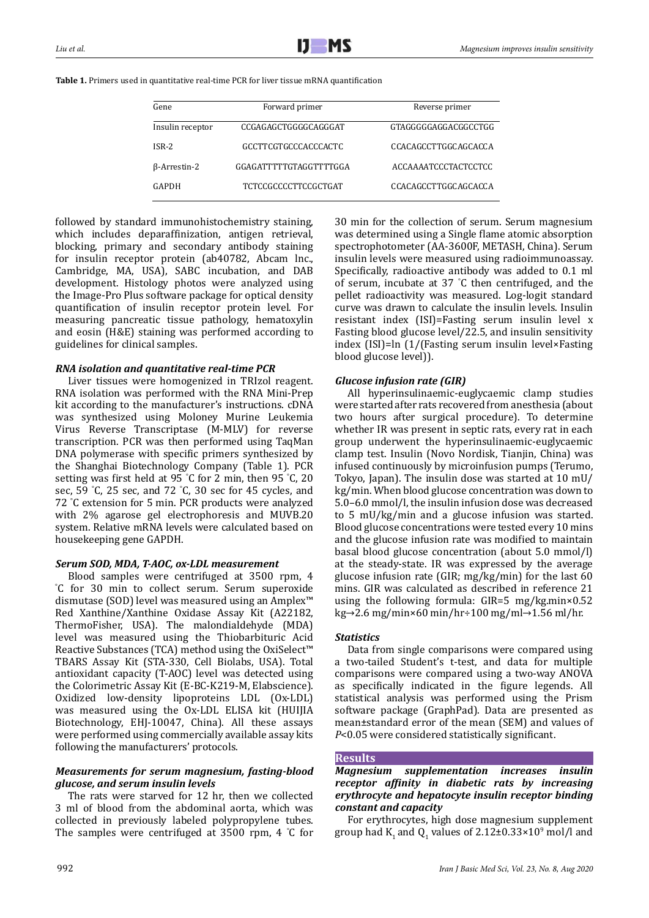**Table 1.** Primers used in quantitative real-time PCR for liver tissue mRNA quantification

| Gene | Forward primer | Reverse primer |
|---|---|---|
| Insulin receptor | CCGAGAGCTGGGGCAGGGAT | GTAGGGGGAGGACGGCCTGG |
| ISR-2 | GCCTTCGTGCCCACCCACTC | CCACAGCCTTGGCAGCACCA |
| β-Arrestin-2 | GGAGATTTTTGTAGGTTTTGGA | ACCAAAATCCCTACTCCTCC |
| GAPDH | TCTCCGCCCCTTCCGCTGAT | CCACAGCCTTGGCAGCACCA |

followed by standard immunohistochemistry staining, which includes deparaffinization, antigen retrieval, blocking, primary and secondary antibody staining for insulin receptor protein (ab40782, Abcam lnc., Cambridge, MA, USA), SABC incubation, and DAB development. Histology photos were analyzed using the Image-Pro Plus software package for optical density quantification of insulin receptor protein level. For measuring pancreatic tissue pathology, hematoxylin and eosin (H&E) staining was performed according to guidelines for clinical samples.

### *RNA isolation and quantitative real-time PCR*

Liver tissues were homogenized in TRIzol reagent. RNA isolation was performed with the RNA Mini-Prep kit according to the manufacturer's instructions. cDNA was synthesized using Moloney Murine Leukemia Virus Reverse Transcriptase (M-MLV) for reverse transcription. PCR was then performed using TaqMan DNA polymerase with specific primers synthesized by the Shanghai Biotechnology Company (Table 1). PCR setting was first held at 95 °C for 2 min, then 95 °C, 20 sec, 59 °C, 25 sec, and 72 °C, 30 sec for 45 cycles, and 72 °C extension for 5 min. PCR products were analyzed with 2% agarose gel electrophoresis and MUVB.20 system. Relative mRNA levels were calculated based on housekeeping gene GAPDH.

### *Serum SOD, MDA, T-AOC, ox-LDL measurement*

Blood samples were centrifuged at 3500 rpm, 4 °C for 30 min to collect serum. Serum superoxide dismutase (SOD) level was measured using an Amplex™ Red Xanthine/Xanthine Oxidase Assay Kit (A22182, ThermoFisher, USA). The malondialdehyde (MDA) level was measured using the Thiobarbituric Acid Reactive Substances (TCA) method using the OxiSelect™ TBARS Assay Kit (STA-330, Cell Biolabs, USA). Total antioxidant capacity (T-AOC) level was detected using the Colorimetric Assay Kit (E-BC-K219-M, Elabscience). Oxidized low-density lipoproteins LDL (Ox-LDL) was measured using the Ox-LDL ELISA kit (HUIJIA Biotechnology, EHJ-10047, China). All these assays were performed using commercially available assay kits following the manufacturers' protocols.

### *Measurements for serum magnesium, fasting-blood glucose, and serum insulin levels*

The rats were starved for 12 hr, then we collected 3 ml of blood from the abdominal aorta, which was collected in previously labeled polypropylene tubes. The samples were centrifuged at 3500 rpm, 4 °C for 30 min for the collection of serum. Serum magnesium was determined using a Single flame atomic absorption spectrophotometer (AA-3600F, METASH, China). Serum insulin levels were measured using radioimmunoassay. Specifically, radioactive antibody was added to 0.1 ml of serum, incubate at 37 °C then centrifuged, and the pellet radioactivity was measured. Log-logit standard curve was drawn to calculate the insulin levels. Insulin resistant index (ISI)=Fasting serum insulin level x Fasting blood glucose level/22.5, and insulin sensitivity index (ISI)=ln (1/(Fasting serum insulin level×Fasting blood glucose level)).

### *Glucose infusion rate (GIR)*

All hyperinsulinaemic-euglycaemic clamp studies were started after rats recovered from anesthesia (about two hours after surgical procedure). To determine whether IR was present in septic rats, every rat in each group underwent the hyperinsulinaemic-euglycaemic clamp test. Insulin (Novo Nordisk, Tianjin, China) was infused continuously by microinfusion pumps (Terumo, Tokyo, Japan). The insulin dose was started at 10 mU/kg/min. When blood glucose concentration was down to 5.0–6.0 mmol/l, the insulin infusion dose was decreased to 5 mU/kg/min and a glucose infusion was started. Blood glucose concentrations were tested every 10 mins and the glucose infusion rate was modified to maintain basal blood glucose concentration (about 5.0 mmol/l) at the steady-state. IR was expressed by the average glucose infusion rate (GIR; mg/kg/min) for the last 60 mins. GIR was calculated as described in reference 21 using the following formula: GIR=5 mg/kg.min×0.52 kg→2.6 mg/min×60 min/hr÷100 mg/ml→1.56 ml/hr.

### *Statistics*

Data from single comparisons were compared using a two-tailed Student's t-test, and data for multiple comparisons were compared using a two-way ANOVA as specifically indicated in the figure legends. All statistical analysis was performed using the Prism software package (GraphPad). Data are presented as mean±standard error of the mean (SEM) and values of $P<0.05$ were considered statistically significant.

## Results

### *Magnesium supplementation increases insulin receptor affinity in diabetic rats by increasing erythrocyte and hepatocyte insulin receptor binding constant and capacity*

For erythrocytes, high dose magnesium supplement group had $K_1$ and $Q_1$ values of $2.12 \pm 0.33 \times 10^9$ mol/l and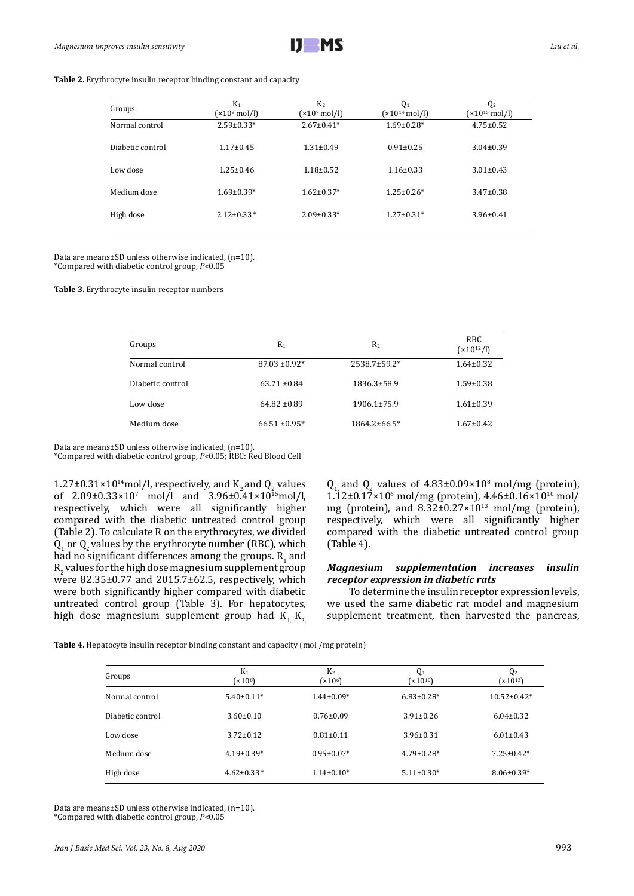**Table 2.** Erythrocyte insulin receptor binding constant and capacity

| Groups | $K_1$ ($\times 10^9$ mol/l) | $K_2$ ($\times 10^7$ mol/l) | $Q_1$ ($\times 10^{14}$ mol/l) | $Q_2$ ($\times 10^{15}$ mol/l) |
|---|---|---|---|---|
| Normal control | 2.59±0.33* | 2.67±0.41* | 1.69±0.28* | 4.75±0.52 |
| Diabetic control | 1.17±0.45 | 1.31±0.49 | 0.91±0.25 | 3.04±0.39 |
| Low dose | 1.25±0.46 | 1.18±0.52 | 1.16±0.33 | 3.01±0.43 |
| Medium dose | 1.69±0.39* | 1.62±0.37* | 1.25±0.26* | 3.47±0.38 |
| High dose | 2.12±0.33* | 2.09±0.33* | 1.27±0.31* | 3.96±0.41 |

Data are means±SD unless otherwise indicated, (n=10).
*Compared with diabetic control group, $P<0.05$

**Table 3.** Erythrocyte insulin receptor numbers

| Groups | $R_1$ | $R_2$ | RBC ($\times 10^{12}$/l) |
|---|---|---|---|
| Normal control | 87.03 ±0.92* | 2538.7±59.2* | 1.64±0.32 |
| Diabetic control | 63.71 ±0.84 | 1836.3±58.9 | 1.59±0.38 |
| Low dose | 64.82 ±0.89 | 1906.1±75.9 | 1.61±0.39 |
| Medium dose | 66.51 ±0.95* | 1864.2±66.5* | 1.67±0.42 |

Data are means±SD unless otherwise indicated, (n=10).
*Compared with diabetic control group, $P<0.05$; RBC: Red Blood Cell

1.27±0.31×10$^{14}$mol/l, respectively, and $K_2$ and $Q_2$ values of 2.09±0.33×10$^{7}$ mol/l and 3.96±0.41×10$^{15}$mol/l, respectively, which were all significantly higher compared with the diabetic untreated control group (Table 2). To calculate R on the erythrocytes, we divided $Q_1$ or $Q_2$ values by the erythrocyte number (RBC), which had no significant differences among the groups. $R_1$ and $R_2$ values for the high dose magnesium supplement group were 82.35±0.77 and 2015.7±62.5, respectively, which were both significantly higher compared with diabetic untreated control group (Table 3). For hepatocytes, high dose magnesium supplement group had $K_1$, $K_2$, $Q_1$ and $Q_2$ values of 4.83±0.09×10$^{8}$ mol/mg (protein), 1.12±0.17×10$^{6}$ mol/mg (protein), 4.46±0.16×10$^{10}$ mol/mg (protein), and 8.32±0.27×10$^{13}$ mol/mg (protein), respectively, which were all significantly higher compared with the diabetic untreated control group (Table 4).

### *Magnesium supplementation increases insulin receptor expression in diabetic rats*

To determine the insulin receptor expression levels, we used the same diabetic rat model and magnesium supplement treatment, then harvested the pancreas,

**Table 4.** Hepatocyte insulin receptor binding constant and capacity (mol /mg protein)

| Groups | $K_1$ ($\times 10^8$) | $K_2$ ($\times 10^6$) | $Q_1$ ($\times 10^{10}$) | $Q_2$ ($\times 10^{13}$) |
|---|---|---|---|---|
| Normal control | 5.40±0.11* | 1.44±0.09* | 6.83±0.28* | 10.52±0.42* |
| Diabetic control | 3.60±0.10 | 0.76±0.09 | 3.91±0.26 | 6.04±0.32 |
| Low dose | 3.72±0.12 | 0.81±0.11 | 3.96±0.31 | 6.01±0.43 |
| Medium dose | 4.19±0.39* | 0.95±0.07* | 4.79±0.28* | 7.25±0.42* |
| High dose | 4.62±0.33* | 1.14±0.10* | 5.11±0.30* | 8.06±0.39* |

Data are means±SD unless otherwise indicated, (n=10).
*Compared with diabetic control group, $P<0.05$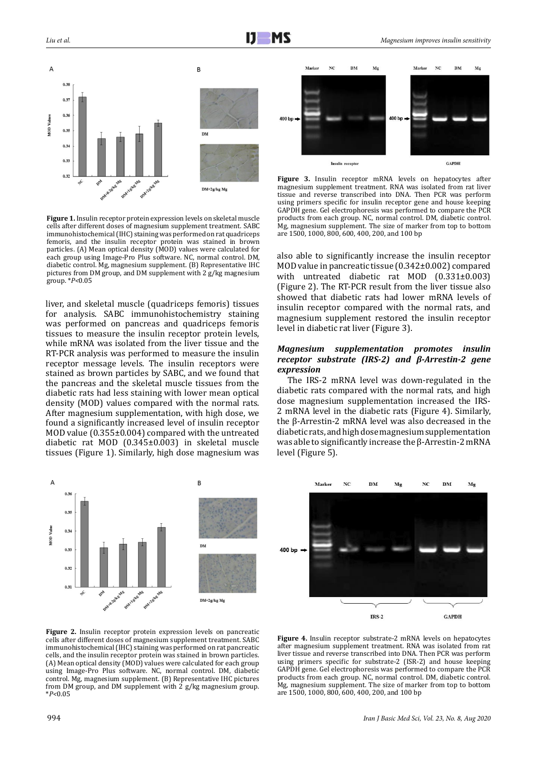**Figure 1.** Insulin receptor protein expression levels on skeletal muscle cells after different doses of magnesium supplement treatment. SABC immunohistochemical (IHC) staining was performed on rat quadriceps femoris, and the insulin receptor protein was stained in brown particles. (A) Mean optical density (MOD) values were calculated for each group using Image-Pro Plus software. NC, normal control. DM, diabetic control. Mg, magnesium supplement. (B) Representative IHC pictures from DM group, and DM supplement with 2 g/kg magnesium group. *$P$<0.05

liver, and skeletal muscle (quadriceps femoris) tissues for analysis. SABC immunohistochemistry staining was performed on pancreas and quadriceps femoris tissues to measure the insulin receptor protein levels, while mRNA was isolated from the liver tissue and the RT-PCR analysis was performed to measure the insulin receptor message levels. The insulin receptors were stained as brown particles by SABC, and we found that the pancreas and the skeletal muscle tissues from the diabetic rats had less staining with lower mean optical density (MOD) values compared with the normal rats. After magnesium supplementation, with high dose, we found a significantly increased level of insulin receptor MOD value (0.355±0.004) compared with the untreated diabetic rat MOD (0.345±0.003) in skeletal muscle tissues (Figure 1). Similarly, high dose magnesium was also able to significantly increase the insulin receptor MOD value in pancreatic tissue (0.342±0.002) compared with untreated diabetic rat MOD (0.331±0.003) (Figure 2). The RT-PCR result from the liver tissue also showed that diabetic rats had lower mRNA levels of insulin receptor compared with the normal rats, and magnesium supplement restored the insulin receptor level in diabetic rat liver (Figure 3).

**Figure 3.** Insulin receptor mRNA levels on hepatocytes after magnesium supplement treatment. RNA was isolated from rat liver tissue and reverse transcribed into DNA. Then PCR was perform using primers specific for insulin receptor gene and house keeping GAPDH gene. Gel electrophoresis was performed to compare the PCR products from each group. NC, normal control. DM, diabetic control. Mg, magnesium supplement. The size of marker from top to bottom are 1500, 1000, 800, 600, 400, 200, and 100 bp

### *Magnesium supplementation promotes insulin receptor substrate (IRS-2) and β-Arrestin-2 gene expression*

The IRS-2 mRNA level was down-regulated in the diabetic rats compared with the normal rats, and high dose magnesium supplementation increased the IRS-2 mRNA level in the diabetic rats (Figure 4). Similarly, the β-Arrestin-2 mRNA level was also decreased in the diabetic rats, and high dose magnesium supplementation was able to significantly increase the β-Arrestin-2 mRNA level (Figure 5).

**Figure 2.** Insulin receptor protein expression levels on pancreatic cells after different doses of magnesium supplement treatment. SABC immunohistochemical (IHC) staining was performed on rat pancreatic cells, and the insulin receptor protein was stained in brown particles. (A) Mean optical density (MOD) values were calculated for each group using Image-Pro Plus software. NC, normal control. DM, diabetic control. Mg, magnesium supplement. (B) Representative IHC pictures from DM group, and DM supplement with 2 g/kg magnesium group. *$P$<0.05

**Figure 4.** Insulin receptor substrate-2 mRNA levels on hepatocytes after magnesium supplement treatment. RNA was isolated from rat liver tissue and reverse transcribed into DNA. Then PCR was perform using primers specific for substrate-2 (ISR-2) and house keeping GAPDH gene. Gel electrophoresis was performed to compare the PCR products from each group. NC, normal control. DM, diabetic control. Mg, magnesium supplement. The size of marker from top to bottom are 1500, 1000, 800, 600, 400, 200, and 100 bp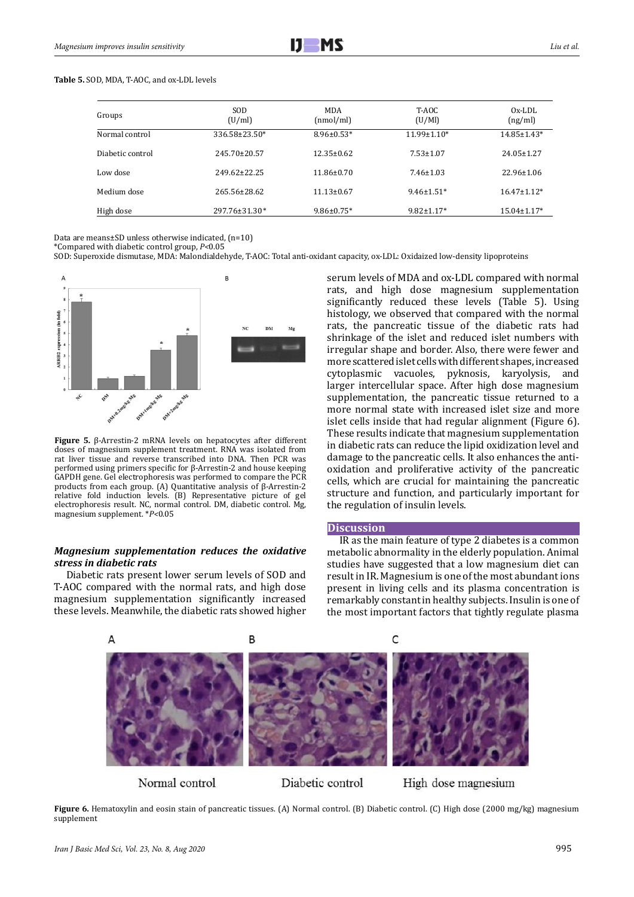**Table 5.** SOD, MDA, T-AOC, and ox-LDL levels

| Groups | SOD (U/ml) | MDA (nmol/ml) | T-AOC (U/Ml) | Ox-LDL (ng/ml) |
|---|---|---|---|---|
| Normal control | 336.58±23.50* | 8.96±0.53* | 11.99±1.10* | 14.85±1.43* |
| Diabetic control | 245.70±20.57 | 12.35±0.62 | 7.53±1.07 | 24.05±1.27 |
| Low dose | 249.62±22.25 | 11.86±0.70 | 7.46±1.03 | 22.96±1.06 |
| Medium dose | 265.56±28.62 | 11.13±0.67 | 9.46±1.51* | 16.47±1.12* |
| High dose | 297.76±31.30* | 9.86±0.75* | 9.82±1.17* | 15.04±1.17* |

Data are means±SD unless otherwise indicated, (n=10)
*Compared with diabetic control group, $P<0.05$
SOD: Superoxide dismutase, MDA: Malondialdehyde, T-AOC: Total anti-oxidant capacity, ox-LDL: Oxidaized low-density lipoproteins

**Figure 5.** β-Arrestin-2 mRNA levels on hepatocytes after different doses of magnesium supplement treatment. RNA was isolated from rat liver tissue and reverse transcribed into DNA. Then PCR was performed using primers specific for β-Arrestin-2 and house keeping GAPDH gene. Gel electrophoresis was performed to compare the PCR products from each group. (A) Quantitative analysis of β-Arrestin-2 relative fold induction levels. (B) Representative picture of gel electrophoresis result. NC, normal control. DM, diabetic control. Mg, magnesium supplement. *$P<0.05$

### *Magnesium supplementation reduces the oxidative stress in diabetic rats*

Diabetic rats present lower serum levels of SOD and T-AOC compared with the normal rats, and high dose magnesium supplementation significantly increased these levels. Meanwhile, the diabetic rats showed higher serum levels of MDA and ox-LDL compared with normal rats, and high dose magnesium supplementation significantly reduced these levels (Table 5). Using histology, we observed that compared with the normal rats, the pancreatic tissue of the diabetic rats had shrinkage of the islet and reduced islet numbers with irregular shape and border. Also, there were fewer and more scattered islet cells with different shapes, increased cytoplasmic vacuoles, pyknosis, karyolysis, and larger intercellular space. After high dose magnesium supplementation, the pancreatic tissue returned to a more normal state with increased islet size and more islet cells inside that had regular alignment (Figure 6). These results indicate that magnesium supplementation in diabetic rats can reduce the lipid oxidization level and damage to the pancreatic cells. It also enhances the anti-oxidation and proliferative activity of the pancreatic cells, which are crucial for maintaining the pancreatic structure and function, and particularly important for the regulation of insulin levels.

## Discussion

IR as the main feature of type 2 diabetes is a common metabolic abnormality in the elderly population. Animal studies have suggested that a low magnesium diet can result in IR. Magnesium is one of the most abundant ions present in living cells and its plasma concentration is remarkably constant in healthy subjects. Insulin is one of the most important factors that tightly regulate plasma

**Figure 6.** Hematoxylin and eosin stain of pancreatic tissues. (A) Normal control. (B) Diabetic control. (C) High dose (2000 mg/kg) magnesium supplement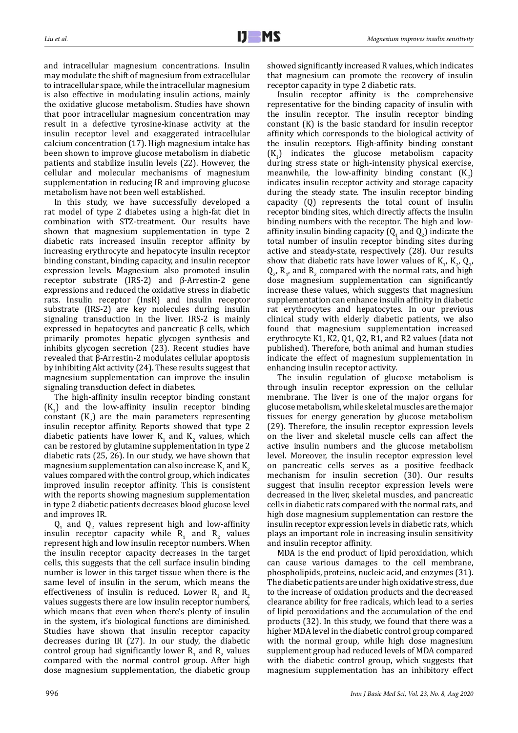and intracellular magnesium concentrations. Insulin may modulate the shift of magnesium from extracellular to intracellular space, while the intracellular magnesium is also effective in modulating insulin actions, mainly the oxidative glucose metabolism. Studies have shown that poor intracellular magnesium concentration may result in a defective tyrosine-kinase activity at the insulin receptor level and exaggerated intracellular calcium concentration (17). High magnesium intake has been shown to improve glucose metabolism in diabetic patients and stabilize insulin levels (22). However, the cellular and molecular mechanisms of magnesium supplementation in reducing IR and improving glucose metabolism have not been well established.

In this study, we have successfully developed a rat model of type 2 diabetes using a high-fat diet in combination with STZ-treatment. Our results have shown that magnesium supplementation in type 2 diabetic rats increased insulin receptor affinity by increasing erythrocyte and hepatocyte insulin receptor binding constant, binding capacity, and insulin receptor expression levels. Magnesium also promoted insulin receptor substrate (IRS-2) and β-Arrestin-2 gene expressions and reduced the oxidative stress in diabetic rats. Insulin receptor (InsR) and insulin receptor substrate (IRS-2) are key molecules during insulin signaling transduction in the liver. IRS-2 is mainly expressed in hepatocytes and pancreatic β cells, which primarily promotes hepatic glycogen synthesis and inhibits glycogen secretion (23). Recent studies have revealed that β-Arrestin-2 modulates cellular apoptosis by inhibiting Akt activity (24). These results suggest that magnesium supplementation can improve the insulin signaling transduction defect in diabetes.

The high-affinity insulin receptor binding constant ($K_1$) and the low-affinity insulin receptor binding constant ($K_2$) are the main parameters representing insulin receptor affinity. Reports showed that type 2 diabetic patients have lower $K_1$ and $K_2$ values, which can be restored by glutamine supplementation in type 2 diabetic rats (25, 26). In our study, we have shown that magnesium supplementation can also increase $K_1$ and $K_2$ values compared with the control group, which indicates improved insulin receptor affinity. This is consistent with the reports showing magnesium supplementation in type 2 diabetic patients decreases blood glucose level and improves IR.

$Q_1$ and $Q_2$ values represent high and low-affinity insulin receptor capacity while $R_1$ and $R_2$ values represent high and low insulin receptor numbers. When the insulin receptor capacity decreases in the target cells, this suggests that the cell surface insulin binding number is lower in this target tissue when there is the same level of insulin in the serum, which means the effectiveness of insulin is reduced. Lower $R_1$ and $R_2$ values suggests there are low insulin receptor numbers, which means that even when there's plenty of insulin in the system, it's biological functions are diminished. Studies have shown that insulin receptor capacity decreases during IR (27). In our study, the diabetic control group had significantly lower $R_1$ and $R_2$ values compared with the normal control group. After high dose magnesium supplementation, the diabetic group showed significantly increased R values, which indicates that magnesium can promote the recovery of insulin receptor capacity in type 2 diabetic rats.

Insulin receptor affinity is the comprehensive representative for the binding capacity of insulin with the insulin receptor. The insulin receptor binding constant (K) is the basic standard for insulin receptor affinity which corresponds to the biological activity of the insulin receptors. High-affinity binding constant ($K_1$) indicates the glucose metabolism capacity during stress state or high-intensity physical exercise, meanwhile, the low-affinity binding constant ($K_2$) indicates insulin receptor activity and storage capacity during the steady state. The insulin receptor binding capacity (Q) represents the total count of insulin receptor binding sites, which directly affects the insulin binding numbers with the receptor. The high and low-affinity insulin binding capacity ($Q_1$ and $Q_2$) indicate the total number of insulin receptor binding sites during active and steady-state, respectively (28). Our results show that diabetic rats have lower values of $K_1$, $K_2$, $Q_1$, $Q_2$, $R_1$, and $R_2$ compared with the normal rats, and high dose magnesium supplementation can significantly increase these values, which suggests that magnesium supplementation can enhance insulin affinity in diabetic rat erythrocytes and hepatocytes. In our previous clinical study with elderly diabetic patients, we also found that magnesium supplementation increased erythrocyte K1, K2, Q1, Q2, R1, and R2 values (data not published). Therefore, both animal and human studies indicate the effect of magnesium supplementation in enhancing insulin receptor activity.

The insulin regulation of glucose metabolism is through insulin receptor expression on the cellular membrane. The liver is one of the major organs for glucose metabolism, while skeletal muscles are the major tissues for energy generation by glucose metabolism (29). Therefore, the insulin receptor expression levels on the liver and skeletal muscle cells can affect the active insulin numbers and the glucose metabolism level. Moreover, the insulin receptor expression level on pancreatic cells serves as a positive feedback mechanism for insulin secretion (30). Our results suggest that insulin receptor expression levels were decreased in the liver, skeletal muscles, and pancreatic cells in diabetic rats compared with the normal rats, and high dose magnesium supplementation can restore the insulin receptor expression levels in diabetic rats, which plays an important role in increasing insulin sensitivity and insulin receptor affinity.

MDA is the end product of lipid peroxidation, which can cause various damages to the cell membrane, phospholipids, proteins, nucleic acid, and enzymes (31). The diabetic patients are under high oxidative stress, due to the increase of oxidation products and the decreased clearance ability for free radicals, which lead to a series of lipid peroxidations and the accumulation of the end products (32). In this study, we found that there was a higher MDA level in the diabetic control group compared with the normal group, while high dose magnesium supplement group had reduced levels of MDA compared with the diabetic control group, which suggests that magnesium supplementation has an inhibitory effect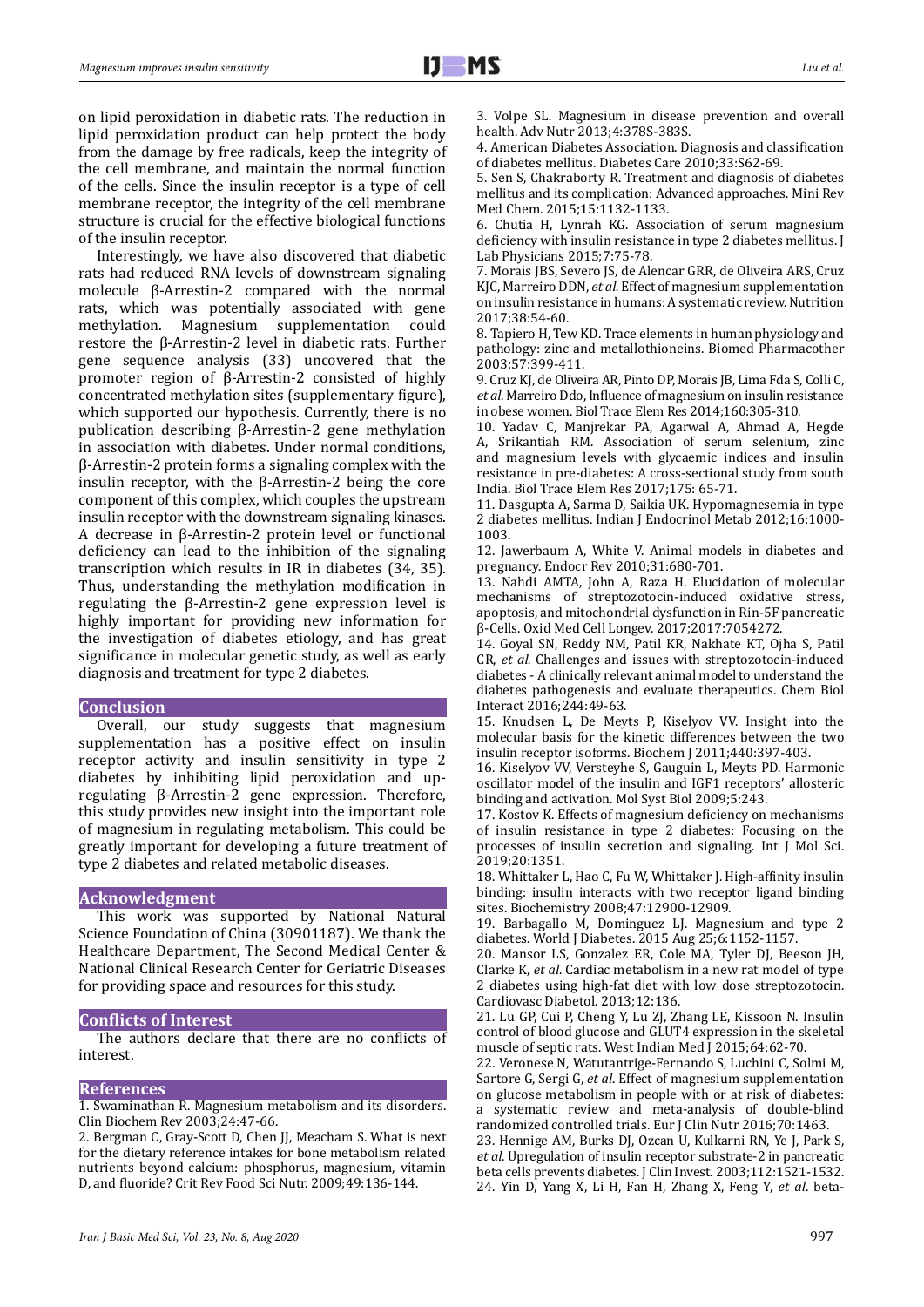on lipid peroxidation in diabetic rats. The reduction in lipid peroxidation product can help protect the body from the damage by free radicals, keep the integrity of the cell membrane, and maintain the normal function of the cells. Since the insulin receptor is a type of cell membrane receptor, the integrity of the cell membrane structure is crucial for the effective biological functions of the insulin receptor.

Interestingly, we have also discovered that diabetic rats had reduced RNA levels of downstream signaling molecule β-Arrestin-2 compared with the normal rats, which was potentially associated with gene methylation. Magnesium supplementation could restore the β-Arrestin-2 level in diabetic rats. Further gene sequence analysis (33) uncovered that the promoter region of β-Arrestin-2 consisted of highly concentrated methylation sites (supplementary figure), which supported our hypothesis. Currently, there is no publication describing β-Arrestin-2 gene methylation in association with diabetes. Under normal conditions, β-Arrestin-2 protein forms a signaling complex with the insulin receptor, with the β-Arrestin-2 being the core component of this complex, which couples the upstream insulin receptor with the downstream signaling kinases. A decrease in β-Arrestin-2 protein level or functional deficiency can lead to the inhibition of the signaling transcription which results in IR in diabetes (34, 35). Thus, understanding the methylation modification in regulating the β-Arrestin-2 gene expression level is highly important for providing new information for the investigation of diabetes etiology, and has great significance in molecular genetic study, as well as early diagnosis and treatment for type 2 diabetes.

## Conclusion

Overall, our study suggests that magnesium supplementation has a positive effect on insulin receptor activity and insulin sensitivity in type 2 diabetes by inhibiting lipid peroxidation and up-regulating β-Arrestin-2 gene expression. Therefore, this study provides new insight into the important role of magnesium in regulating metabolism. This could be greatly important for developing a future treatment of type 2 diabetes and related metabolic diseases.

## Acknowledgment

This work was supported by National Natural Science Foundation of China (30901187). We thank the Healthcare Department, The Second Medical Center & National Clinical Research Center for Geriatric Diseases for providing space and resources for this study.

## Conflicts of Interest

The authors declare that there are no conflicts of interest.

## References

1. Swaminathan R. Magnesium metabolism and its disorders. Clin Biochem Rev 2003;24:47-66.
2. Bergman C, Gray-Scott D, Chen JJ, Meacham S. What is next for the dietary reference intakes for bone metabolism related nutrients beyond calcium: phosphorus, magnesium, vitamin D, and fluoride? Crit Rev Food Sci Nutr. 2009;49:136-144.
3. Volpe SL. Magnesium in disease prevention and overall health. Adv Nutr 2013;4:378S-383S.
4. American Diabetes Association. Diagnosis and classification of diabetes mellitus. Diabetes Care 2010;33:S62-69.
5. Sen S, Chakraborty R. Treatment and diagnosis of diabetes mellitus and its complication: Advanced approaches. Mini Rev Med Chem. 2015;15:1132-1133.
6. Chutia H, Lynrah KG. Association of serum magnesium deficiency with insulin resistance in type 2 diabetes mellitus. J Lab Physicians 2015;7:75-78.
7. Morais JBS, Severo JS, de Alencar GRR, de Oliveira ARS, Cruz KJC, Marreiro DDN, *et al*. Effect of magnesium supplementation on insulin resistance in humans: A systematic review. Nutrition 2017;38:54-60.
8. Tapiero H, Tew KD. Trace elements in human physiology and pathology: zinc and metallothioneins. Biomed Pharmacother 2003;57:399-411.
9. Cruz KJ, de Oliveira AR, Pinto DP, Morais JB, Lima Fda S, Colli C, *et al*. Marreiro Ddo, Influence of magnesium on insulin resistance in obese women. Biol Trace Elem Res 2014;160:305-310.
10. Yadav C, Manjrekar PA, Agarwal A, Ahmad A, Hegde A, Srikantiah RM. Association of serum selenium, zinc and magnesium levels with glycaemic indices and insulin resistance in pre-diabetes: A cross-sectional study from south India. Biol Trace Elem Res 2017;175: 65-71.
11. Dasgupta A, Sarma D, Saikia UK. Hypomagnesemia in type 2 diabetes mellitus. Indian J Endocrinol Metab 2012;16:1000-1003.
12. Jawerbaum A, White V. Animal models in diabetes and pregnancy. Endocr Rev 2010;31:680-701.
13. Nahdi AMTA, John A, Raza H. Elucidation of molecular mechanisms of streptozotocin-induced oxidative stress, apoptosis, and mitochondrial dysfunction in Rin-5F pancreatic β-Cells. Oxid Med Cell Longev. 2017;2017:7054272.
14. Goyal SN, Reddy NM, Patil KR, Nakhate KT, Ojha S, Patil CR, *et al*. Challenges and issues with streptozotocin-induced diabetes - A clinically relevant animal model to understand the diabetes pathogenesis and evaluate therapeutics. Chem Biol Interact 2016;244:49-63.
15. Knudsen L, De Meyts P, Kiselyov VV. Insight into the molecular basis for the kinetic differences between the two insulin receptor isoforms. Biochem J 2011;440:397-403.
16. Kiselyov VV, Versteyhe S, Gauguin L, Meyts PD. Harmonic oscillator model of the insulin and IGF1 receptors' allosteric binding and activation. Mol Syst Biol 2009;5:243.
17. Kostov K. Effects of magnesium deficiency on mechanisms of insulin resistance in type 2 diabetes: Focusing on the processes of insulin secretion and signaling. Int J Mol Sci. 2019;20:1351.
18. Whittaker L, Hao C, Fu W, Whittaker J. High-affinity insulin binding: insulin interacts with two receptor ligand binding sites. Biochemistry 2008;47:12900-12909.
19. Barbagallo M, Dominguez LJ. Magnesium and type 2 diabetes. World J Diabetes. 2015 Aug 25;6:1152-1157.
20. Mansor LS, Gonzalez ER, Cole MA, Tyler DJ, Beeson JH, Clarke K, *et al*. Cardiac metabolism in a new rat model of type 2 diabetes using high-fat diet with low dose streptozotocin. Cardiovasc Diabetol. 2013;12:136.
21. Lu GP, Cui P, Cheng Y, Lu ZJ, Zhang LE, Kissoon N. Insulin control of blood glucose and GLUT4 expression in the skeletal muscle of septic rats. West Indian Med J 2015;64:62-70.
22. Veronese N, Watutantrige-Fernando S, Luchini C, Solmi M, Sartore G, Sergi G, *et al*. Effect of magnesium supplementation on glucose metabolism in people with or at risk of diabetes: a systematic review and meta-analysis of double-blind randomized controlled trials. Eur J Clin Nutr 2016;70:1463.
23. Hennige AM, Burks DJ, Ozcan U, Kulkarni RN, Ye J, Park S, *et al*. Upregulation of insulin receptor substrate-2 in pancreatic beta cells prevents diabetes. J Clin Invest. 2003;112:1521-1532.
24. Yin D, Yang X, Li H, Fan H, Zhang X, Feng Y, *et al*. beta-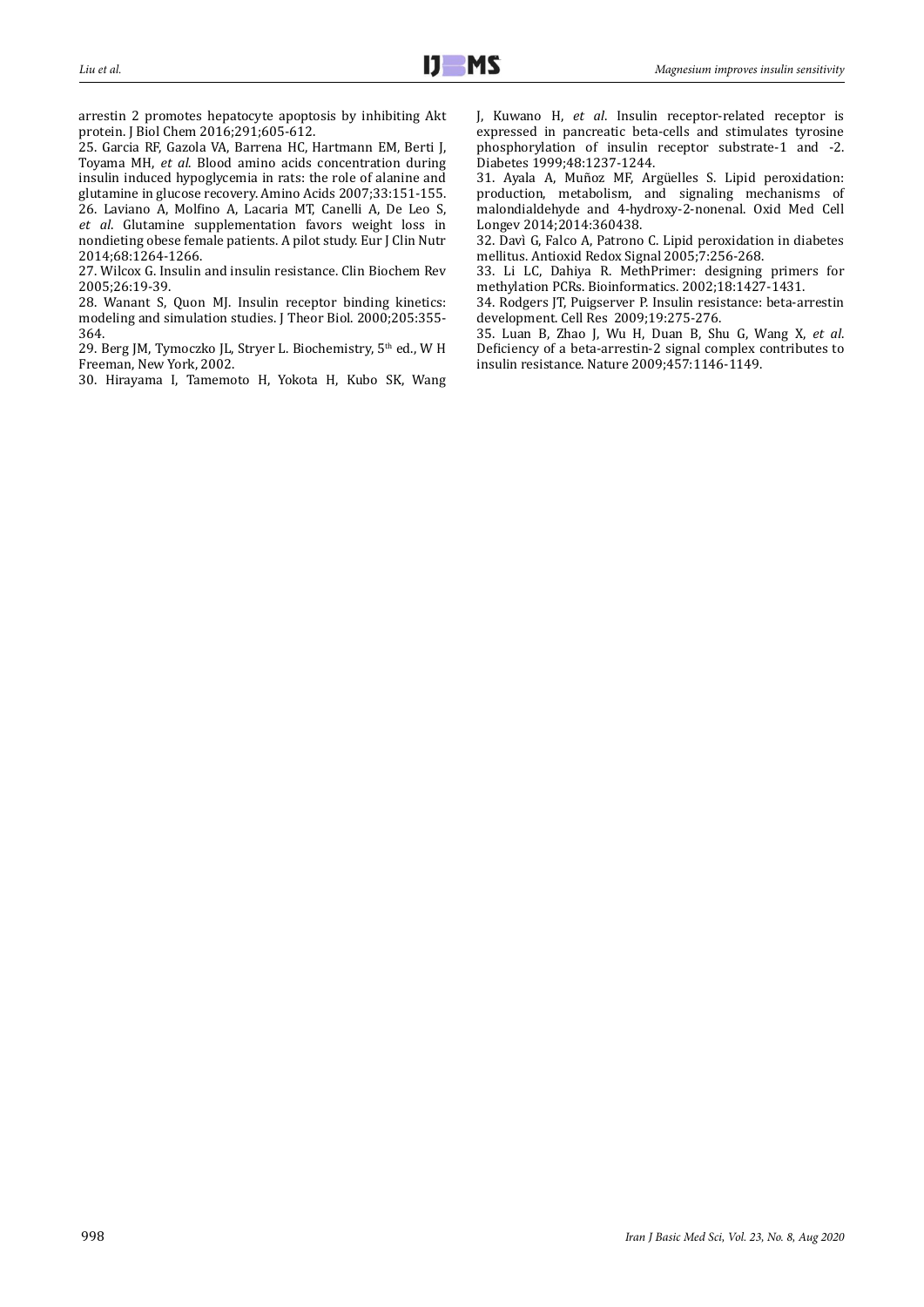arrestin 2 promotes hepatocyte apoptosis by inhibiting Akt protein. J Biol Chem 2016;291;605-612.

25. Garcia RF, Gazola VA, Barrena HC, Hartmann EM, Berti J, Toyama MH, *et al*. Blood amino acids concentration during insulin induced hypoglycemia in rats: the role of alanine and glutamine in glucose recovery. Amino Acids 2007;33:151-155.

26. Laviano A, Molfino A, Lacaria MT, Canelli A, De Leo S, *et al*. Glutamine supplementation favors weight loss in nondieting obese female patients. A pilot study. Eur J Clin Nutr 2014;68:1264-1266.

27. Wilcox G. Insulin and insulin resistance. Clin Biochem Rev 2005;26:19-39.

28. Wanant S, Quon MJ. Insulin receptor binding kinetics: modeling and simulation studies. J Theor Biol. 2000;205:355-364.

29. Berg JM, Tymoczko JL, Stryer L. Biochemistry, 5th ed., W H Freeman, New York, 2002.

30. Hirayama I, Tamemoto H, Yokota H, Kubo SK, Wang J, Kuwano H, *et al*. Insulin receptor-related receptor is expressed in pancreatic beta-cells and stimulates tyrosine phosphorylation of insulin receptor substrate-1 and -2. Diabetes 1999;48:1237-1244.

31. Ayala A, Muñoz MF, Argüelles S. Lipid peroxidation: production, metabolism, and signaling mechanisms of malondialdehyde and 4-hydroxy-2-nonenal. Oxid Med Cell Longev 2014;2014:360438.

32. Davì G, Falco A, Patrono C. Lipid peroxidation in diabetes mellitus. Antioxid Redox Signal 2005;7:256-268.

33. Li LC, Dahiya R. MethPrimer: designing primers for methylation PCRs. Bioinformatics. 2002;18:1427-1431.

34. Rodgers JT, Puigserver P. Insulin resistance: beta-arrestin development. Cell Res 2009;19:275-276.

35. Luan B, Zhao J, Wu H, Duan B, Shu G, Wang X, *et al*. Deficiency of a beta-arrestin-2 signal complex contributes to insulin resistance. Nature 2009;457:1146-1149.